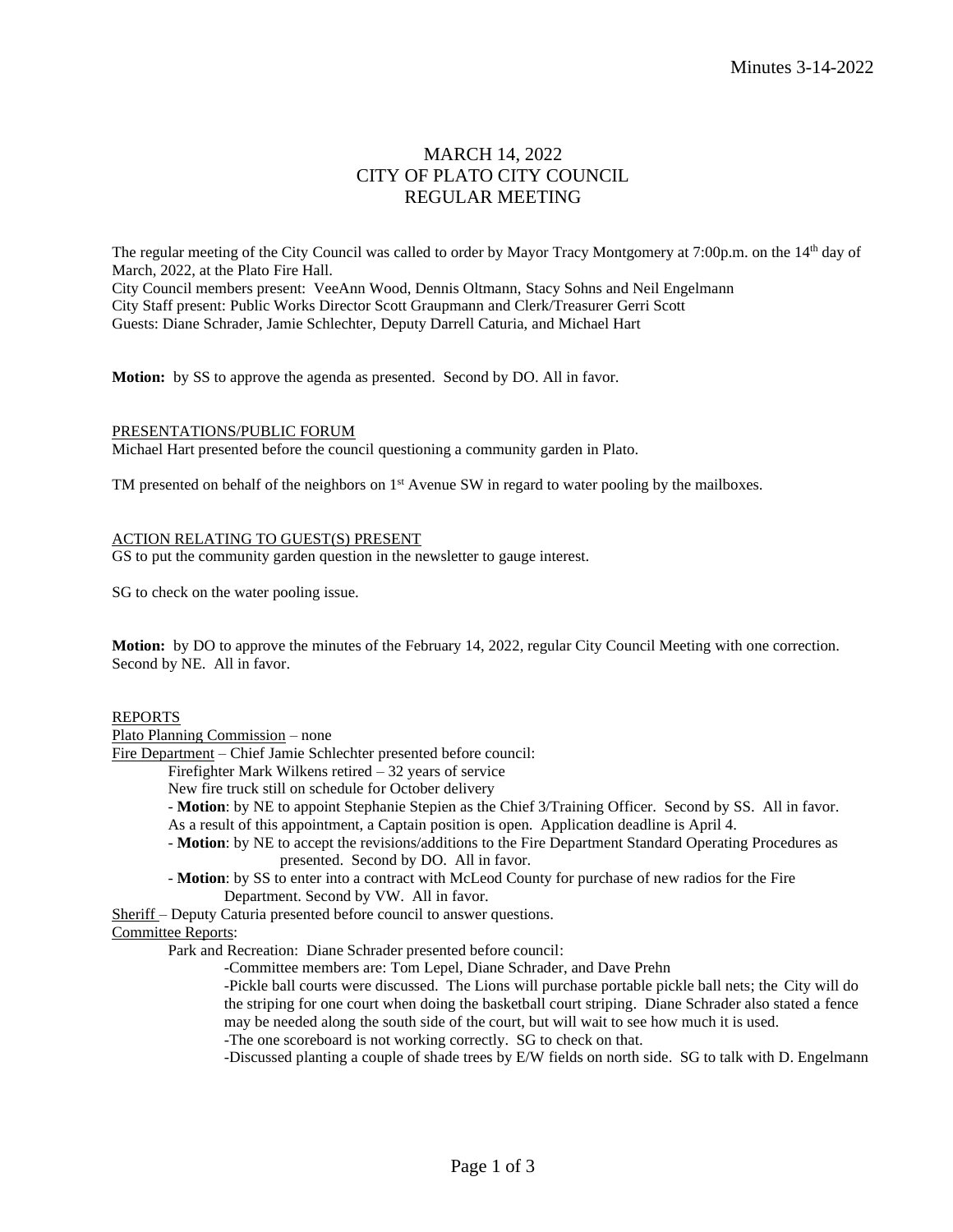# MARCH 14, 2022
# CITY OF PLATO CITY COUNCIL
# REGULAR MEETING

The regular meeting of the City Council was called to order by Mayor Tracy Montgomery at 7:00p.m. on the 14th day of March, 2022, at the Plato Fire Hall.
City Council members present: VeeAnn Wood, Dennis Oltmann, Stacy Sohns and Neil Engelmann
City Staff present: Public Works Director Scott Graupmann and Clerk/Treasurer Gerri Scott
Guests: Diane Schrader, Jamie Schlechter, Deputy Darrell Caturia, and Michael Hart

**Motion:** by SS to approve the agenda as presented. Second by DO. All in favor.

PRESENTATIONS/PUBLIC FORUM

Michael Hart presented before the council questioning a community garden in Plato.

TM presented on behalf of the neighbors on 1st Avenue SW in regard to water pooling by the mailboxes.

ACTION RELATING TO GUEST(S) PRESENT

GS to put the community garden question in the newsletter to gauge interest.

SG to check on the water pooling issue.

**Motion:** by DO to approve the minutes of the February 14, 2022, regular City Council Meeting with one correction. Second by NE. All in favor.

REPORTS

Plato Planning Commission – none

Fire Department – Chief Jamie Schlechter presented before council:

Firefighter Mark Wilkens retired – 32 years of service
New fire truck still on schedule for October delivery

- **Motion**: by NE to appoint Stephanie Stepien as the Chief 3/Training Officer. Second by SS. All in favor.

As a result of this appointment, a Captain position is open. Application deadline is April 4.

- **Motion**: by NE to accept the revisions/additions to the Fire Department Standard Operating Procedures as presented. Second by DO. All in favor.
- **Motion**: by SS to enter into a contract with McLeod County for purchase of new radios for the Fire Department. Second by VW. All in favor.

Sheriff – Deputy Caturia presented before council to answer questions.

Committee Reports:

Park and Recreation: Diane Schrader presented before council:

-Committee members are: Tom Lepel, Diane Schrader, and Dave Prehn

-Pickle ball courts were discussed. The Lions will purchase portable pickle ball nets; the City will do the striping for one court when doing the basketball court striping. Diane Schrader also stated a fence may be needed along the south side of the court, but will wait to see how much it is used.

-The one scoreboard is not working correctly. SG to check on that.

-Discussed planting a couple of shade trees by E/W fields on north side. SG to talk with D. Engelmann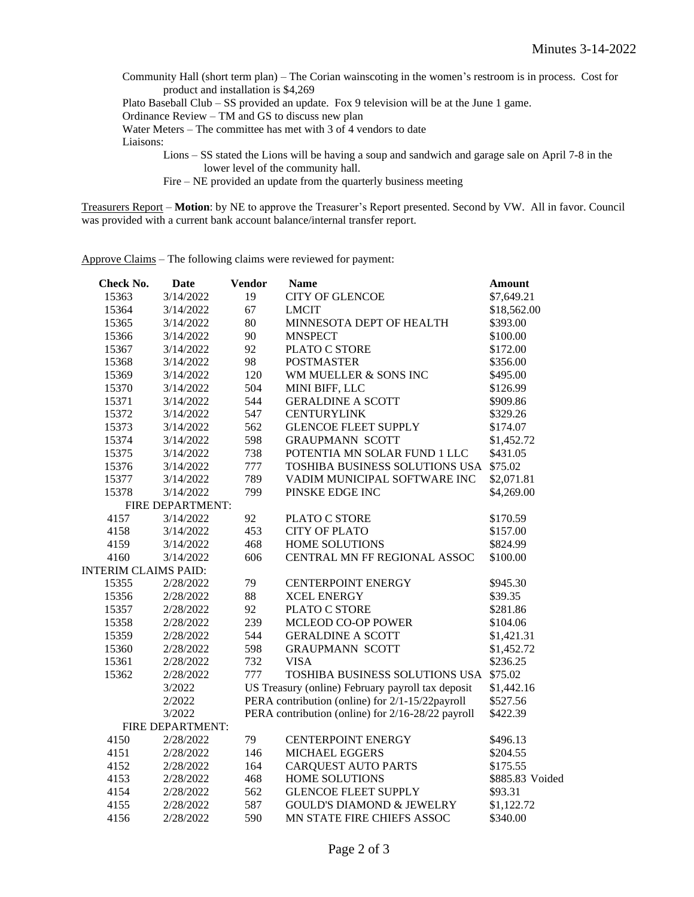Community Hall (short term plan) – The Corian wainscoting in the women's restroom is in process. Cost for product and installation is $4,269

Plato Baseball Club – SS provided an update. Fox 9 television will be at the June 1 game.

Ordinance Review – TM and GS to discuss new plan

Water Meters – The committee has met with 3 of 4 vendors to date

Liaisons:

- Lions – SS stated the Lions will be having a soup and sandwich and garage sale on April 7-8 in the lower level of the community hall.
- Fire – NE provided an update from the quarterly business meeting

Treasurers Report – **Motion**: by NE to approve the Treasurer's Report presented. Second by VW. All in favor. Council was provided with a current bank account balance/internal transfer report.

Approve Claims – The following claims were reviewed for payment:

| Check No. | Date | Vendor | Name | Amount |
|---|---|---|---|---|
| 15363 | 3/14/2022 | 19 | CITY OF GLENCOE | $7,649.21 |
| 15364 | 3/14/2022 | 67 | LMCIT | $18,562.00 |
| 15365 | 3/14/2022 | 80 | MINNESOTA DEPT OF HEALTH | $393.00 |
| 15366 | 3/14/2022 | 90 | MNSPECT | $100.00 |
| 15367 | 3/14/2022 | 92 | PLATO C STORE | $172.00 |
| 15368 | 3/14/2022 | 98 | POSTMASTER | $356.00 |
| 15369 | 3/14/2022 | 120 | WM MUELLER & SONS INC | $495.00 |
| 15370 | 3/14/2022 | 504 | MINI BIFF, LLC | $126.99 |
| 15371 | 3/14/2022 | 544 | GERALDINE A SCOTT | $909.86 |
| 15372 | 3/14/2022 | 547 | CENTURYLINK | $329.26 |
| 15373 | 3/14/2022 | 562 | GLENCOE FLEET SUPPLY | $174.07 |
| 15374 | 3/14/2022 | 598 | GRAUPMANN SCOTT | $1,452.72 |
| 15375 | 3/14/2022 | 738 | POTENTIA MN SOLAR FUND 1 LLC | $431.05 |
| 15376 | 3/14/2022 | 777 | TOSHIBA BUSINESS SOLUTIONS USA | $75.02 |
| 15377 | 3/14/2022 | 789 | VADIM MUNICIPAL SOFTWARE INC | $2,071.81 |
| 15378 | 3/14/2022 | 799 | PINSKE EDGE INC | $4,269.00 |
| FIRE DEPARTMENT: | | | | |
| 4157 | 3/14/2022 | 92 | PLATO C STORE | $170.59 |
| 4158 | 3/14/2022 | 453 | CITY OF PLATO | $157.00 |
| 4159 | 3/14/2022 | 468 | HOME SOLUTIONS | $824.99 |
| 4160 | 3/14/2022 | 606 | CENTRAL MN FF REGIONAL ASSOC | $100.00 |
| INTERIM CLAIMS PAID: | | | | |
| 15355 | 2/28/2022 | 79 | CENTERPOINT ENERGY | $945.30 |
| 15356 | 2/28/2022 | 88 | XCEL ENERGY | $39.35 |
| 15357 | 2/28/2022 | 92 | PLATO C STORE | $281.86 |
| 15358 | 2/28/2022 | 239 | MCLEOD CO-OP POWER | $104.06 |
| 15359 | 2/28/2022 | 544 | GERALDINE A SCOTT | $1,421.31 |
| 15360 | 2/28/2022 | 598 | GRAUPMANN SCOTT | $1,452.72 |
| 15361 | 2/28/2022 | 732 | VISA | $236.25 |
| 15362 | 2/28/2022 | 777 | TOSHIBA BUSINESS SOLUTIONS USA | $75.02 |
| | 3/2022 | US Treasury (online) February payroll tax deposit | | $1,442.16 |
| | 2/2022 | PERA contribution (online) for 2/1-15/22payroll | | $527.56 |
| | 3/2022 | PERA contribution (online) for 2/16-28/22 payroll | | $422.39 |
| FIRE DEPARTMENT: | | | | |
| 4150 | 2/28/2022 | 79 | CENTERPOINT ENERGY | $496.13 |
| 4151 | 2/28/2022 | 146 | MICHAEL EGGERS | $204.55 |
| 4152 | 2/28/2022 | 164 | CARQUEST AUTO PARTS | $175.55 |
| 4153 | 2/28/2022 | 468 | HOME SOLUTIONS | $885.83 Voided |
| 4154 | 2/28/2022 | 562 | GLENCOE FLEET SUPPLY | $93.31 |
| 4155 | 2/28/2022 | 587 | GOULD'S DIAMOND & JEWELRY | $1,122.72 |
| 4156 | 2/28/2022 | 590 | MN STATE FIRE CHIEFS ASSOC | $340.00 |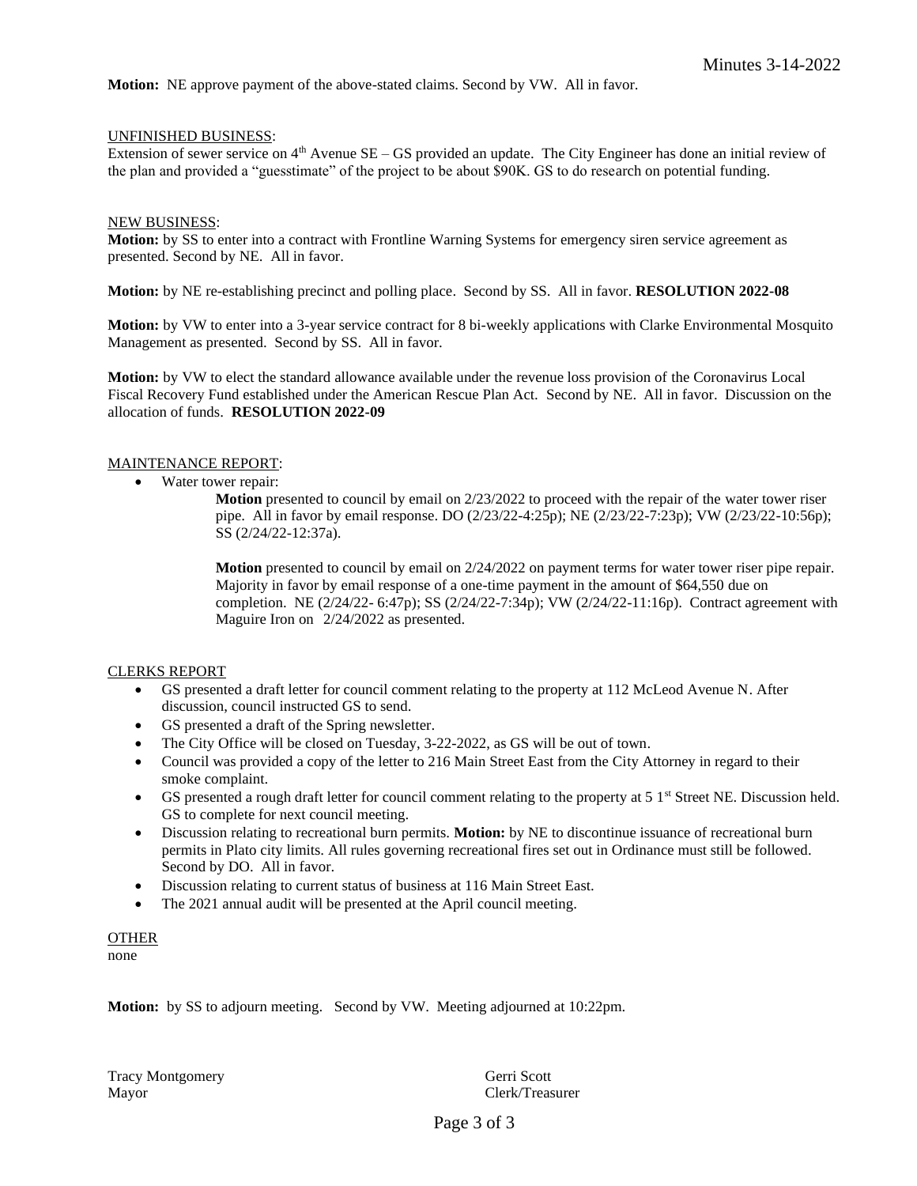**Motion:** NE approve payment of the above-stated claims. Second by VW. All in favor.

UNFINISHED BUSINESS:

Extension of sewer service on 4th Avenue SE – GS provided an update. The City Engineer has done an initial review of the plan and provided a "guesstimate" of the project to be about $90K. GS to do research on potential funding.

NEW BUSINESS:

**Motion:** by SS to enter into a contract with Frontline Warning Systems for emergency siren service agreement as presented. Second by NE. All in favor.

**Motion:** by NE re-establishing precinct and polling place. Second by SS. All in favor. **RESOLUTION 2022-08**

**Motion:** by VW to enter into a 3-year service contract for 8 bi-weekly applications with Clarke Environmental Mosquito Management as presented. Second by SS. All in favor.

**Motion:** by VW to elect the standard allowance available under the revenue loss provision of the Coronavirus Local Fiscal Recovery Fund established under the American Rescue Plan Act. Second by NE. All in favor. Discussion on the allocation of funds. **RESOLUTION 2022-09**

MAINTENANCE REPORT:

- Water tower repair:

  **Motion** presented to council by email on 2/23/2022 to proceed with the repair of the water tower riser pipe. All in favor by email response. DO (2/23/22-4:25p); NE (2/23/22-7:23p); VW (2/23/22-10:56p); SS (2/24/22-12:37a).

  **Motion** presented to council by email on 2/24/2022 on payment terms for water tower riser pipe repair. Majority in favor by email response of a one-time payment in the amount of $64,550 due on completion. NE (2/24/22- 6:47p); SS (2/24/22-7:34p); VW (2/24/22-11:16p). Contract agreement with Maguire Iron on 2/24/2022 as presented.

CLERKS REPORT

- GS presented a draft letter for council comment relating to the property at 112 McLeod Avenue N. After discussion, council instructed GS to send.
- GS presented a draft of the Spring newsletter.
- The City Office will be closed on Tuesday, 3-22-2022, as GS will be out of town.
- Council was provided a copy of the letter to 216 Main Street East from the City Attorney in regard to their smoke complaint.
- GS presented a rough draft letter for council comment relating to the property at 5 1st Street NE. Discussion held. GS to complete for next council meeting.
- Discussion relating to recreational burn permits. **Motion:** by NE to discontinue issuance of recreational burn permits in Plato city limits. All rules governing recreational fires set out in Ordinance must still be followed. Second by DO. All in favor.
- Discussion relating to current status of business at 116 Main Street East.
- The 2021 annual audit will be presented at the April council meeting.

OTHER

none

**Motion:** by SS to adjourn meeting. Second by VW. Meeting adjourned at 10:22pm.

Tracy Montgomery
Mayor

Gerri Scott
Clerk/Treasurer